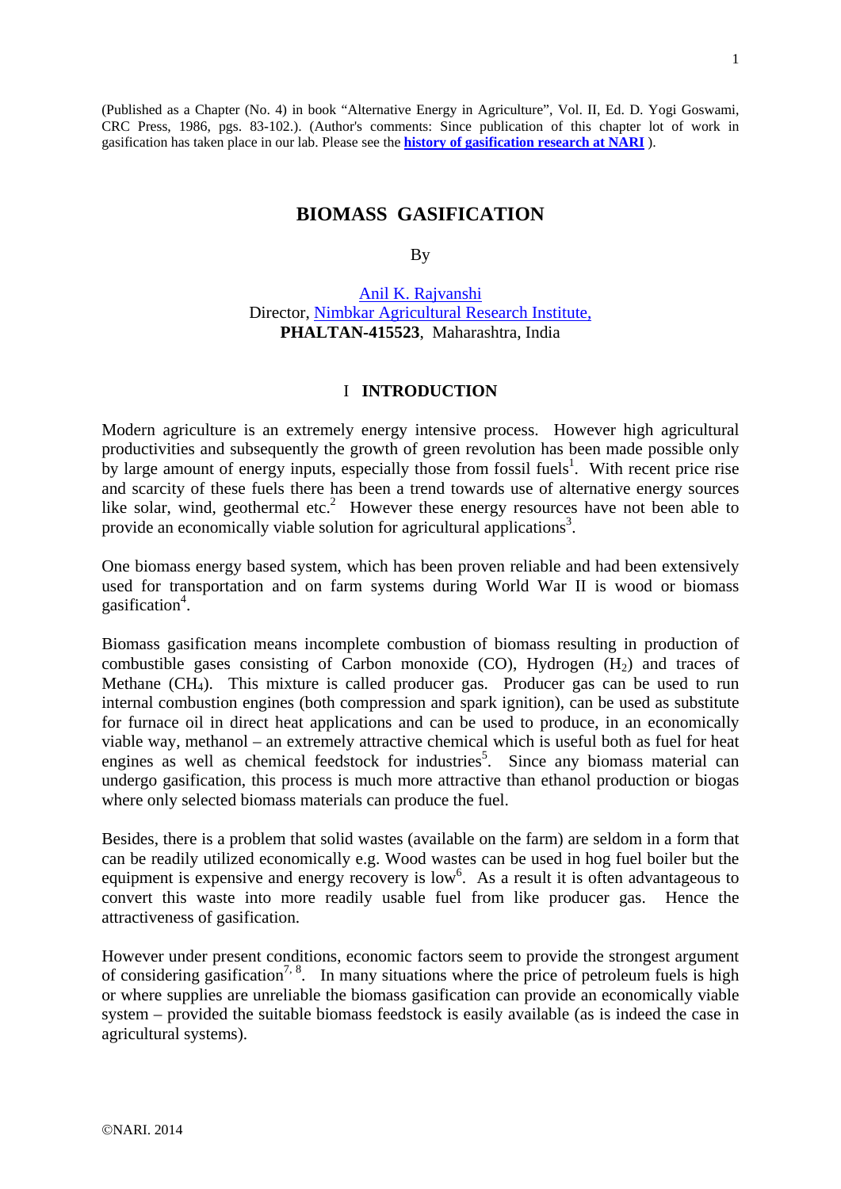(Published as a Chapter (No. 4) in book "Alternative Energy in Agriculture", Vol. II, Ed. D. Yogi Goswami, CRC Press, 1986, pgs. 83-102.). (Author's comments: Since publication of this chapter lot of work in gasification has taken place in our lab. Please see the **history of gasification research at NARI** ).

# BIOMASS GASIFICATION

By

Anil K. Rajvanshi
Director, Nimbkar Agricultural Research Institute,
**PHALTAN-415523**, Maharashtra, India

## I INTRODUCTION

Modern agriculture is an extremely energy intensive process. However high agricultural productivities and subsequently the growth of green revolution has been made possible only by large amount of energy inputs, especially those from fossil fuels[1]. With recent price rise and scarcity of these fuels there has been a trend towards use of alternative energy sources like solar, wind, geothermal etc.[2] However these energy resources have not been able to provide an economically viable solution for agricultural applications[3].

One biomass energy based system, which has been proven reliable and had been extensively used for transportation and on farm systems during World War II is wood or biomass gasification[4].

Biomass gasification means incomplete combustion of biomass resulting in production of combustible gases consisting of Carbon monoxide (CO), Hydrogen ($H_2$) and traces of Methane ($CH_4$). This mixture is called producer gas. Producer gas can be used to run internal combustion engines (both compression and spark ignition), can be used as substitute for furnace oil in direct heat applications and can be used to produce, in an economically viable way, methanol – an extremely attractive chemical which is useful both as fuel for heat engines as well as chemical feedstock for industries[5]. Since any biomass material can undergo gasification, this process is much more attractive than ethanol production or biogas where only selected biomass materials can produce the fuel.

Besides, there is a problem that solid wastes (available on the farm) are seldom in a form that can be readily utilized economically e.g. Wood wastes can be used in hog fuel boiler but the equipment is expensive and energy recovery is low[6]. As a result it is often advantageous to convert this waste into more readily usable fuel from like producer gas. Hence the attractiveness of gasification.

However under present conditions, economic factors seem to provide the strongest argument of considering gasification[7, 8]. In many situations where the price of petroleum fuels is high or where supplies are unreliable the biomass gasification can provide an economically viable system – provided the suitable biomass feedstock is easily available (as is indeed the case in agricultural systems).

©NARI. 2014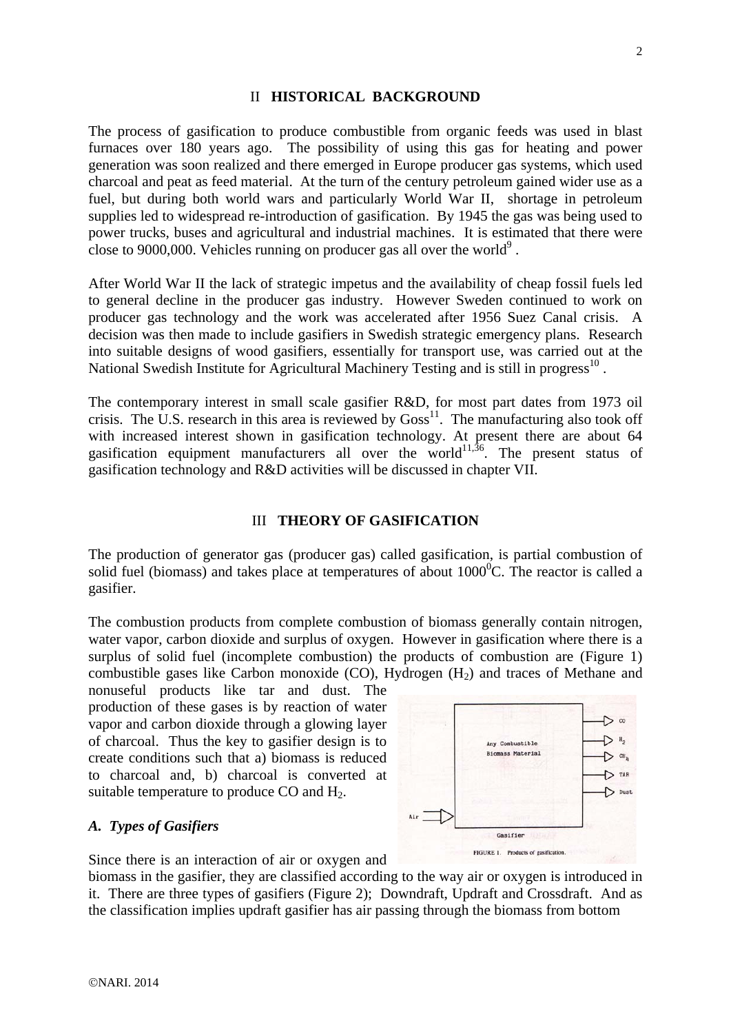## II HISTORICAL BACKGROUND

The process of gasification to produce combustible from organic feeds was used in blast furnaces over 180 years ago. The possibility of using this gas for heating and power generation was soon realized and there emerged in Europe producer gas systems, which used charcoal and peat as feed material. At the turn of the century petroleum gained wider use as a fuel, but during both world wars and particularly World War II, shortage in petroleum supplies led to widespread re-introduction of gasification. By 1945 the gas was being used to power trucks, buses and agricultural and industrial machines. It is estimated that there were close to 9000,000. Vehicles running on producer gas all over the world[9] .

After World War II the lack of strategic impetus and the availability of cheap fossil fuels led to general decline in the producer gas industry. However Sweden continued to work on producer gas technology and the work was accelerated after 1956 Suez Canal crisis. A decision was then made to include gasifiers in Swedish strategic emergency plans. Research into suitable designs of wood gasifiers, essentially for transport use, was carried out at the National Swedish Institute for Agricultural Machinery Testing and is still in progress[10] .

The contemporary interest in small scale gasifier R&D, for most part dates from 1973 oil crisis. The U.S. research in this area is reviewed by Goss[11]. The manufacturing also took off with increased interest shown in gasification technology. At present there are about 64 gasification equipment manufacturers all over the world[11,36]. The present status of gasification technology and R&D activities will be discussed in chapter VII.

## III THEORY OF GASIFICATION

The production of generator gas (producer gas) called gasification, is partial combustion of solid fuel (biomass) and takes place at temperatures of about 1000$^0$C. The reactor is called a gasifier.

The combustion products from complete combustion of biomass generally contain nitrogen, water vapor, carbon dioxide and surplus of oxygen. However in gasification where there is a surplus of solid fuel (incomplete combustion) the products of combustion are (Figure 1) combustible gases like Carbon monoxide (CO), Hydrogen ($H_2$) and traces of Methane and nonuseful products like tar and dust. The production of these gases is by reaction of water vapor and carbon dioxide through a glowing layer of charcoal. Thus the key to gasifier design is to create conditions such that a) biomass is reduced to charcoal and, b) charcoal is converted at suitable temperature to produce CO and $H_2$.

FIGURE 1. Products of gasification.

### *A. Types of Gasifiers*

Since there is an interaction of air or oxygen and biomass in the gasifier, they are classified according to the way air or oxygen is introduced in it. There are three types of gasifiers (Figure 2); Downdraft, Updraft and Crossdraft. And as the classification implies updraft gasifier has air passing through the biomass from bottom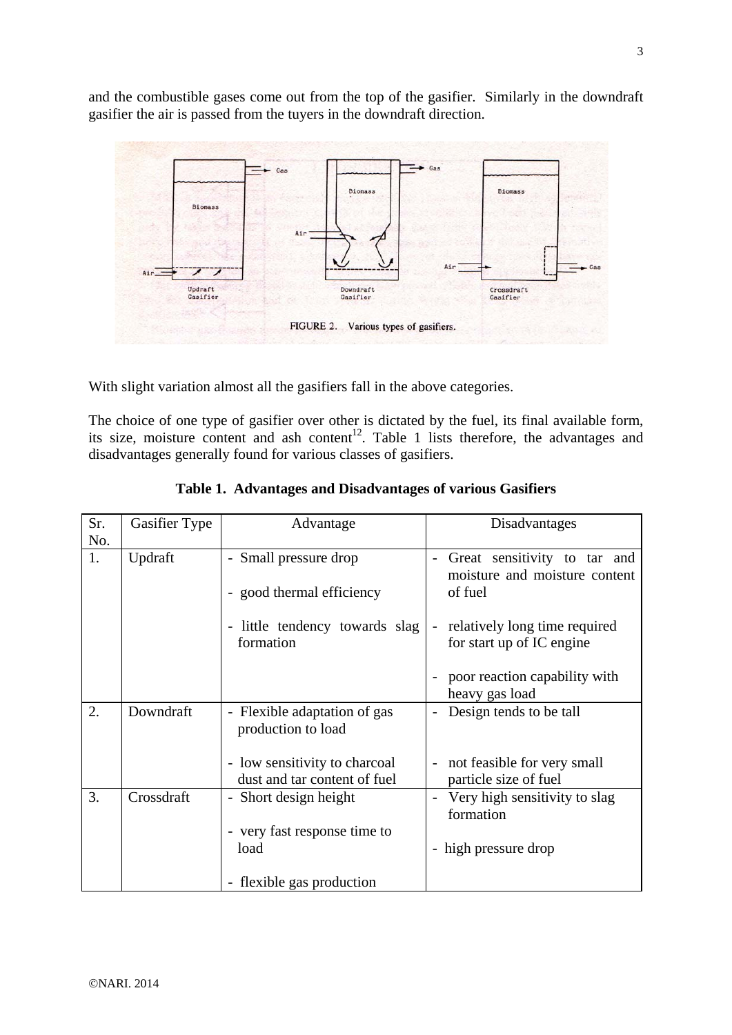and the combustible gases come out from the top of the gasifier. Similarly in the downdraft gasifier the air is passed from the tuyers in the downdraft direction.

FIGURE 2. Various types of gasifiers.

With slight variation almost all the gasifiers fall in the above categories.

The choice of one type of gasifier over other is dictated by the fuel, its final available form, its size, moisture content and ash content[12]. Table 1 lists therefore, the advantages and disadvantages generally found for various classes of gasifiers.

**Table 1. Advantages and Disadvantages of various Gasifiers**

| Sr. No. | Gasifier Type | Advantage | Disadvantages |
|---|---|---|---|
| 1. | Updraft | - Small pressure drop<br>- good thermal efficiency<br>- little tendency towards slag formation | - Great sensitivity to tar and moisture and moisture content of fuel<br>- relatively long time required for start up of IC engine<br>- poor reaction capability with heavy gas load |
| 2. | Downdraft | - Flexible adaptation of gas production to load<br>- low sensitivity to charcoal dust and tar content of fuel | - Design tends to be tall<br>- not feasible for very small particle size of fuel |
| 3. | Crossdraft | - Short design height<br>- very fast response time to load<br>- flexible gas production | - Very high sensitivity to slag formation<br>- high pressure drop |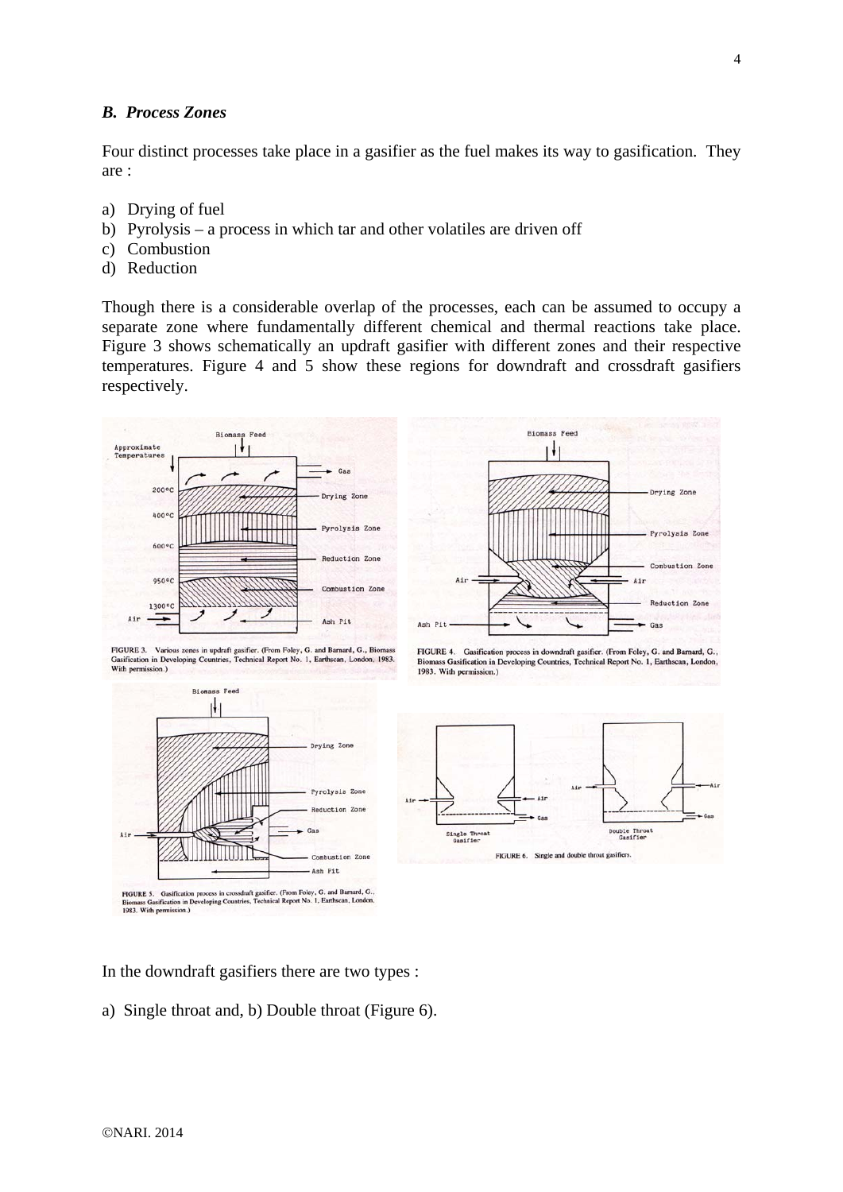### *B. Process Zones*

Four distinct processes take place in a gasifier as the fuel makes its way to gasification. They are :

a) Drying of fuel
b) Pyrolysis – a process in which tar and other volatiles are driven off
c) Combustion
d) Reduction

Though there is a considerable overlap of the processes, each can be assumed to occupy a separate zone where fundamentally different chemical and thermal reactions take place. Figure 3 shows schematically an updraft gasifier with different zones and their respective temperatures. Figure 4 and 5 show these regions for downdraft and crossdraft gasifiers respectively.

FIGURE 3. Various zones in updraft gasifier. (From Foley, G. and Barnard, G., Biomass Gasification in Developing Countries, Technical Report No. 1, Earthscan, London, 1983. With permission.)

FIGURE 4. Gasification process in downdraft gasifier. (From Foley, G. and Barnard, G., Biomass Gasification in Developing Countries, Technical Report No. 1, Earthscan, London, 1983. With permission.)

FIGURE 5. Gasification process in crossdraft gasifier. (From Foley, G. and Barnard, G., Biomass Gasification in Developing Countries, Technical Report No. 1, Earthscan, London, 1983. With permission.)

FIGURE 6. Single and double throat gasifiers.

In the downdraft gasifiers there are two types :

a) Single throat and, b) Double throat (Figure 6).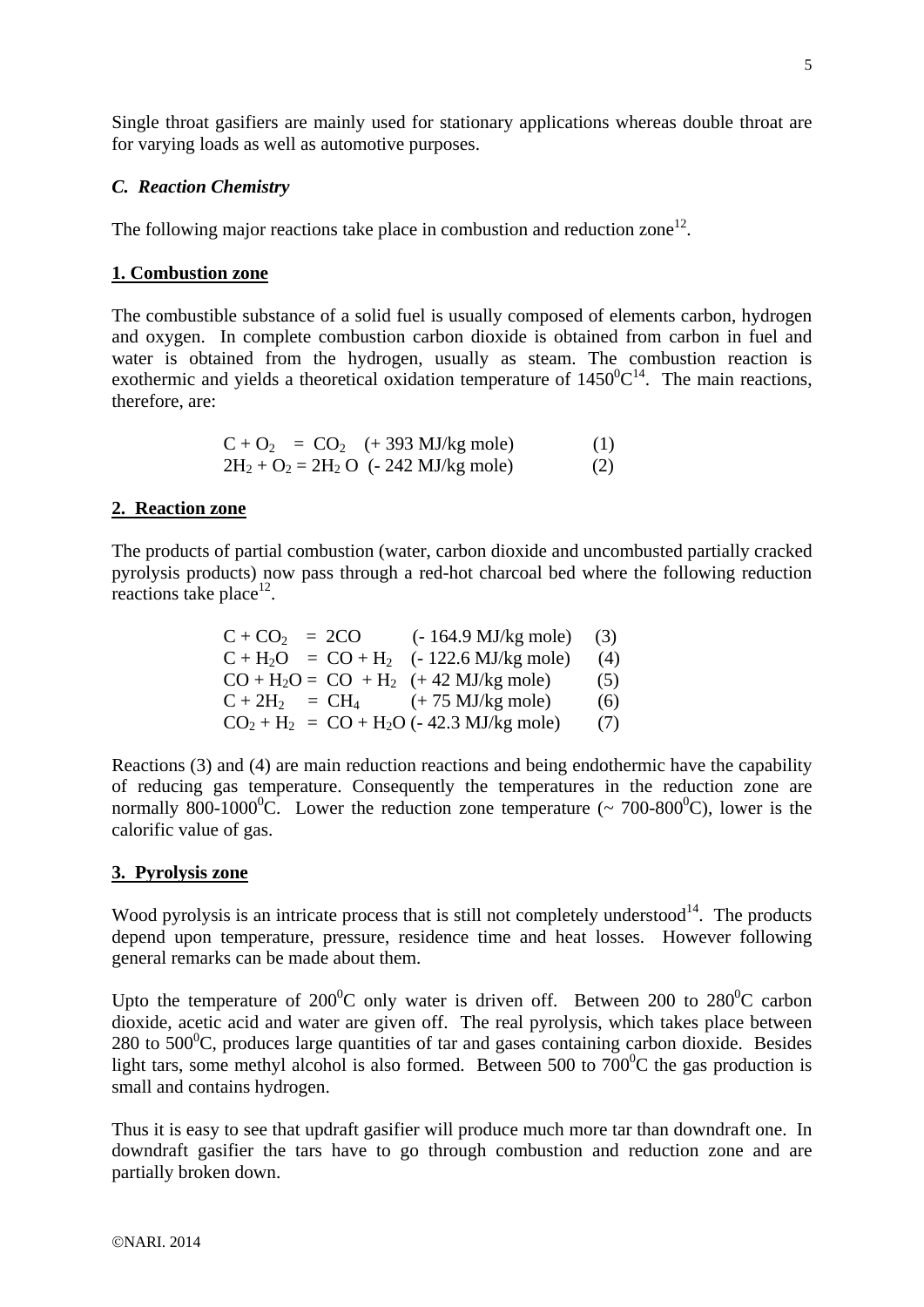Single throat gasifiers are mainly used for stationary applications whereas double throat are for varying loads as well as automotive purposes.

### *C. Reaction Chemistry*

The following major reactions take place in combustion and reduction zone[12].

**1. Combustion zone**

The combustible substance of a solid fuel is usually composed of elements carbon, hydrogen and oxygen. In complete combustion carbon dioxide is obtained from carbon in fuel and water is obtained from the hydrogen, usually as steam. The combustion reaction is exothermic and yields a theoretical oxidation temperature of $1450^0C$[14]. The main reactions, therefore, are:

$$C + O_2 = CO_2 \quad (+ 393 \text{ MJ/kg mole}) \qquad (1)$$

$$2H_2 + O_2 = 2H_2O \quad (- 242 \text{ MJ/kg mole}) \qquad (2)$$

**2. Reaction zone**

The products of partial combustion (water, carbon dioxide and uncombusted partially cracked pyrolysis products) now pass through a red-hot charcoal bed where the following reduction reactions take place[12].

$$C + CO_2 = 2CO \quad (- 164.9 \text{ MJ/kg mole}) \qquad (3)$$

$$C + H_2O = CO + H_2 \quad (- 122.6 \text{ MJ/kg mole}) \qquad (4)$$

$$CO + H_2O = CO + H_2 \quad (+ 42 \text{ MJ/kg mole}) \qquad (5)$$

$$C + 2H_2 = CH_4 \quad (+ 75 \text{ MJ/kg mole}) \qquad (6)$$

$$CO_2 + H_2 = CO + H_2O \quad (- 42.3 \text{ MJ/kg mole}) \qquad (7)$$

Reactions (3) and (4) are main reduction reactions and being endothermic have the capability of reducing gas temperature. Consequently the temperatures in the reduction zone are normally $800\text{-}1000^0C$. Lower the reduction zone temperature (~ $700\text{-}800^0C$), lower is the calorific value of gas.

**3. Pyrolysis zone**

Wood pyrolysis is an intricate process that is still not completely understood[14]. The products depend upon temperature, pressure, residence time and heat losses. However following general remarks can be made about them.

Upto the temperature of $200^0C$ only water is driven off. Between 200 to $280^0C$ carbon dioxide, acetic acid and water are given off. The real pyrolysis, which takes place between 280 to $500^0C$, produces large quantities of tar and gases containing carbon dioxide. Besides light tars, some methyl alcohol is also formed. Between 500 to $700^0C$ the gas production is small and contains hydrogen.

Thus it is easy to see that updraft gasifier will produce much more tar than downdraft one. In downdraft gasifier the tars have to go through combustion and reduction zone and are partially broken down.

©NARI. 2014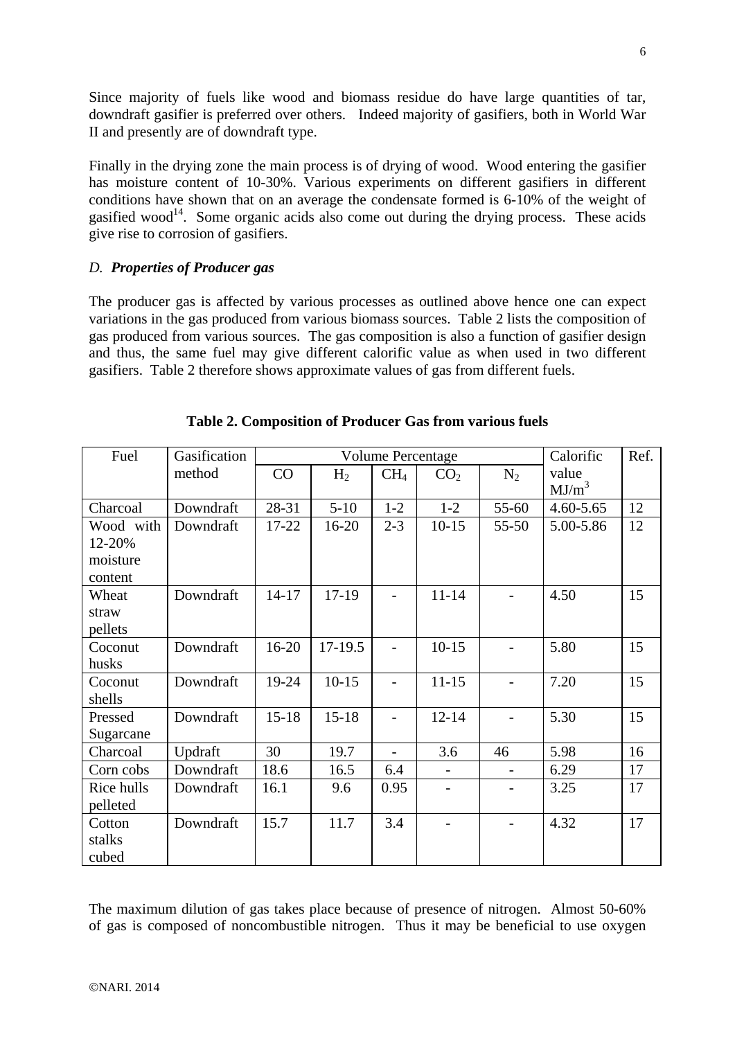Since majority of fuels like wood and biomass residue do have large quantities of tar, downdraft gasifier is preferred over others. Indeed majority of gasifiers, both in World War II and presently are of downdraft type.

Finally in the drying zone the main process is of drying of wood. Wood entering the gasifier has moisture content of 10-30%. Various experiments on different gasifiers in different conditions have shown that on an average the condensate formed is 6-10% of the weight of gasified wood[14]. Some organic acids also come out during the drying process. These acids give rise to corrosion of gasifiers.

### *D. Properties of Producer gas*

The producer gas is affected by various processes as outlined above hence one can expect variations in the gas produced from various biomass sources. Table 2 lists the composition of gas produced from various sources. The gas composition is also a function of gasifier design and thus, the same fuel may give different calorific value as when used in two different gasifiers. Table 2 therefore shows approximate values of gas from different fuels.

**Table 2. Composition of Producer Gas from various fuels**

| Fuel | Gasification method | Volume Percentage | | | | | Calorific value $MJ/m^3$ | Ref. |
|---|---|---|---|---|---|---|---|---|
| | | CO | $H_2$ | $CH_4$ | $CO_2$ | $N_2$ | | |
| Charcoal | Downdraft | 28-31 | 5-10 | 1-2 | 1-2 | 55-60 | 4.60-5.65 | 12 |
| Wood with 12-20% moisture content | Downdraft | 17-22 | 16-20 | 2-3 | 10-15 | 55-50 | 5.00-5.86 | 12 |
| Wheat straw pellets | Downdraft | 14-17 | 17-19 | - | 11-14 | - | 4.50 | 15 |
| Coconut husks | Downdraft | 16-20 | 17-19.5 | - | 10-15 | - | 5.80 | 15 |
| Coconut shells | Downdraft | 19-24 | 10-15 | - | 11-15 | - | 7.20 | 15 |
| Pressed Sugarcane | Downdraft | 15-18 | 15-18 | - | 12-14 | - | 5.30 | 15 |
| Charcoal | Updraft | 30 | 19.7 | - | 3.6 | 46 | 5.98 | 16 |
| Corn cobs | Downdraft | 18.6 | 16.5 | 6.4 | - | - | 6.29 | 17 |
| Rice hulls pelleted | Downdraft | 16.1 | 9.6 | 0.95 | - | - | 3.25 | 17 |
| Cotton stalks cubed | Downdraft | 15.7 | 11.7 | 3.4 | - | - | 4.32 | 17 |

The maximum dilution of gas takes place because of presence of nitrogen. Almost 50-60% of gas is composed of noncombustible nitrogen. Thus it may be beneficial to use oxygen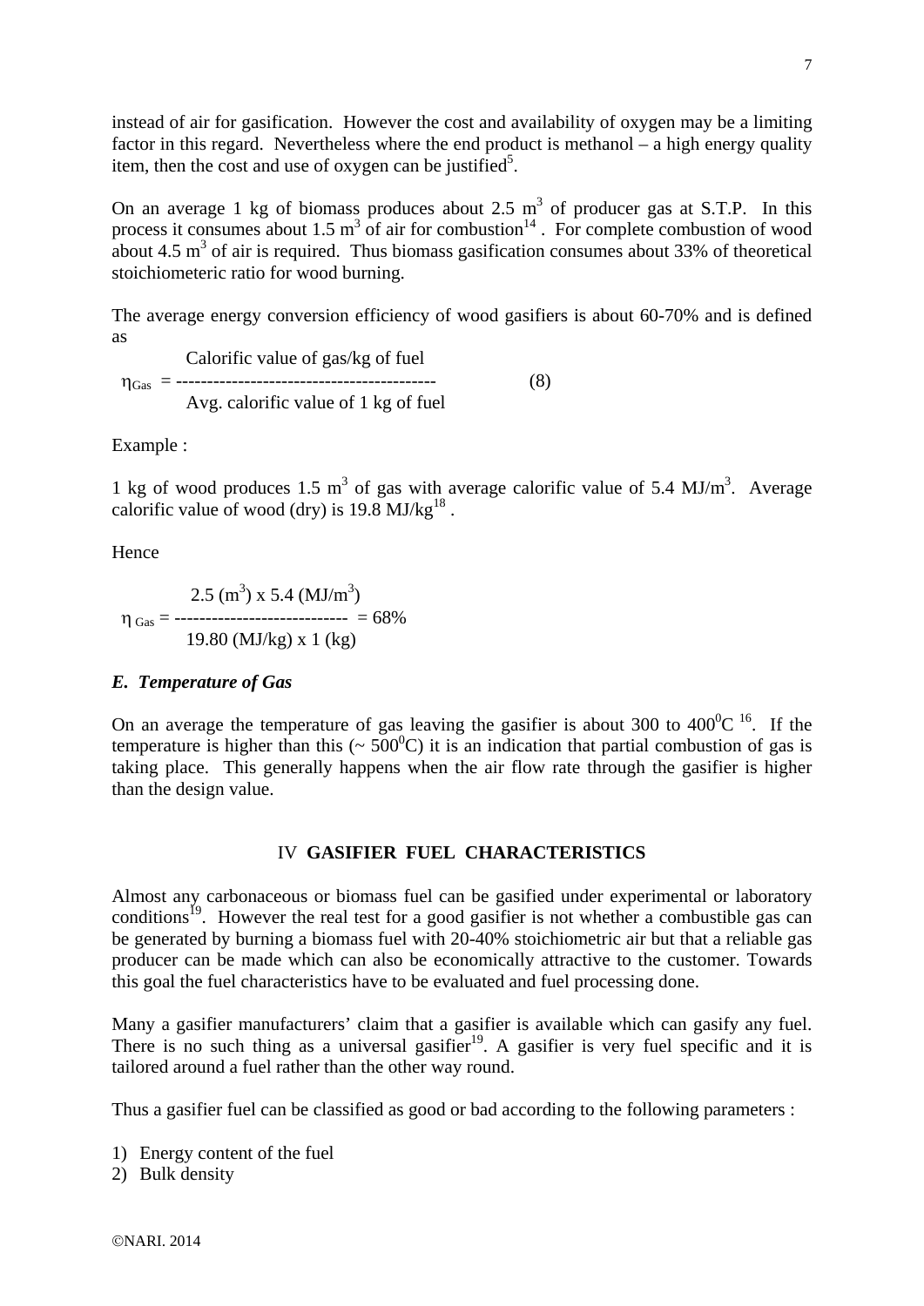instead of air for gasification. However the cost and availability of oxygen may be a limiting factor in this regard. Nevertheless where the end product is methanol – a high energy quality item, then the cost and use of oxygen can be justified[5].

On an average 1 kg of biomass produces about 2.5 $m^3$ of producer gas at S.T.P. In this process it consumes about 1.5 $m^3$ of air for combustion[14]. For complete combustion of wood about 4.5 $m^3$ of air is required. Thus biomass gasification consumes about 33% of theoretical stoichiometeric ratio for wood burning.

The average energy conversion efficiency of wood gasifiers is about 60-70% and is defined as

$$\eta_{Gas} = \frac{\text{Calorific value of gas/kg of fuel}}{\text{Avg. calorific value of 1 kg of fuel}} \qquad (8)$$

Example :

1 kg of wood produces 1.5 $m^3$ of gas with average calorific value of 5.4 MJ/$m^3$. Average calorific value of wood (dry) is 19.8 MJ/kg[18].

Hence

$$\eta_{Gas} = \frac{2.5\ (m^3) \times 5.4\ (MJ/m^3)}{19.80\ (MJ/kg) \times 1\ (kg)} = 68\%$$

### *E. Temperature of Gas*

On an average the temperature of gas leaving the gasifier is about 300 to 400$^0$C [16]. If the temperature is higher than this (~ 500$^0$C) it is an indication that partial combustion of gas is taking place. This generally happens when the air flow rate through the gasifier is higher than the design value.

## IV GASIFIER FUEL CHARACTERISTICS

Almost any carbonaceous or biomass fuel can be gasified under experimental or laboratory conditions[19]. However the real test for a good gasifier is not whether a combustible gas can be generated by burning a biomass fuel with 20-40% stoichiometric air but that a reliable gas producer can be made which can also be economically attractive to the customer. Towards this goal the fuel characteristics have to be evaluated and fuel processing done.

Many a gasifier manufacturers' claim that a gasifier is available which can gasify any fuel. There is no such thing as a universal gasifier[19]. A gasifier is very fuel specific and it is tailored around a fuel rather than the other way round.

Thus a gasifier fuel can be classified as good or bad according to the following parameters :

1) Energy content of the fuel
2) Bulk density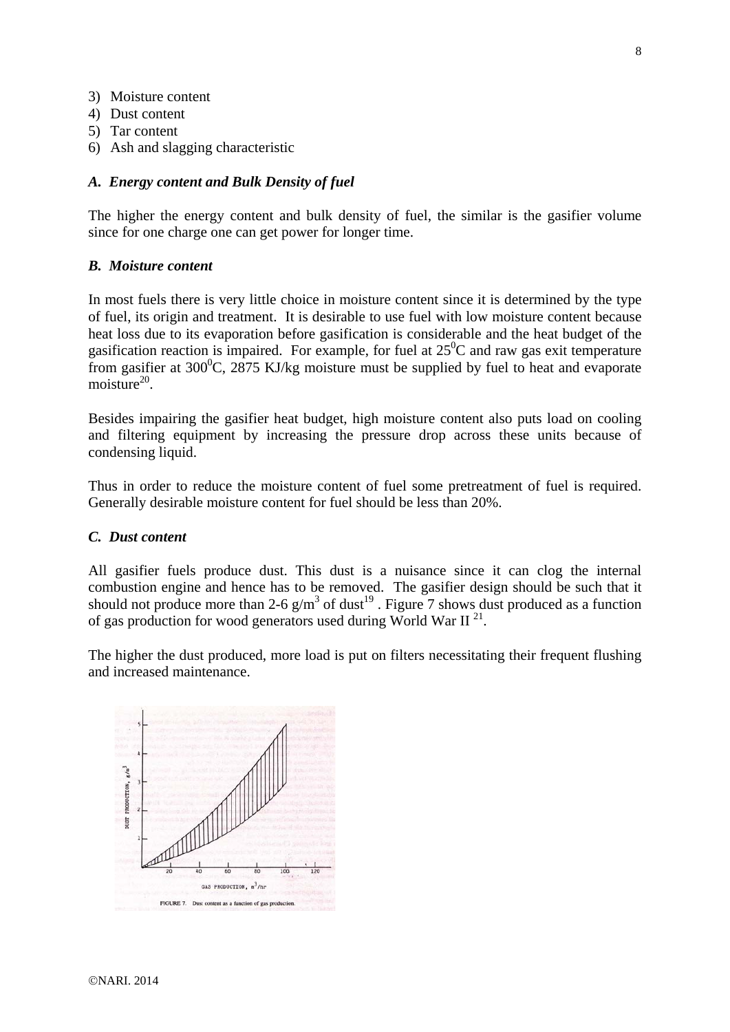3) Moisture content
4) Dust content
5) Tar content
6) Ash and slagging characteristic

### *A. Energy content and Bulk Density of fuel*

The higher the energy content and bulk density of fuel, the similar is the gasifier volume since for one charge one can get power for longer time.

### *B. Moisture content*

In most fuels there is very little choice in moisture content since it is determined by the type of fuel, its origin and treatment. It is desirable to use fuel with low moisture content because heat loss due to its evaporation before gasification is considerable and the heat budget of the gasification reaction is impaired. For example, for fuel at $25^0$C and raw gas exit temperature from gasifier at $300^0$C, 2875 KJ/kg moisture must be supplied by fuel to heat and evaporate moisture[20].

Besides impairing the gasifier heat budget, high moisture content also puts load on cooling and filtering equipment by increasing the pressure drop across these units because of condensing liquid.

Thus in order to reduce the moisture content of fuel some pretreatment of fuel is required. Generally desirable moisture content for fuel should be less than 20%.

### *C. Dust content*

All gasifier fuels produce dust. This dust is a nuisance since it can clog the internal combustion engine and hence has to be removed. The gasifier design should be such that it should not produce more than 2-6 g/m$^3$ of dust[19] . Figure 7 shows dust produced as a function of gas production for wood generators used during World War II [21].

The higher the dust produced, more load is put on filters necessitating their frequent flushing and increased maintenance.

FIGURE 7. Dust content as a function of gas production.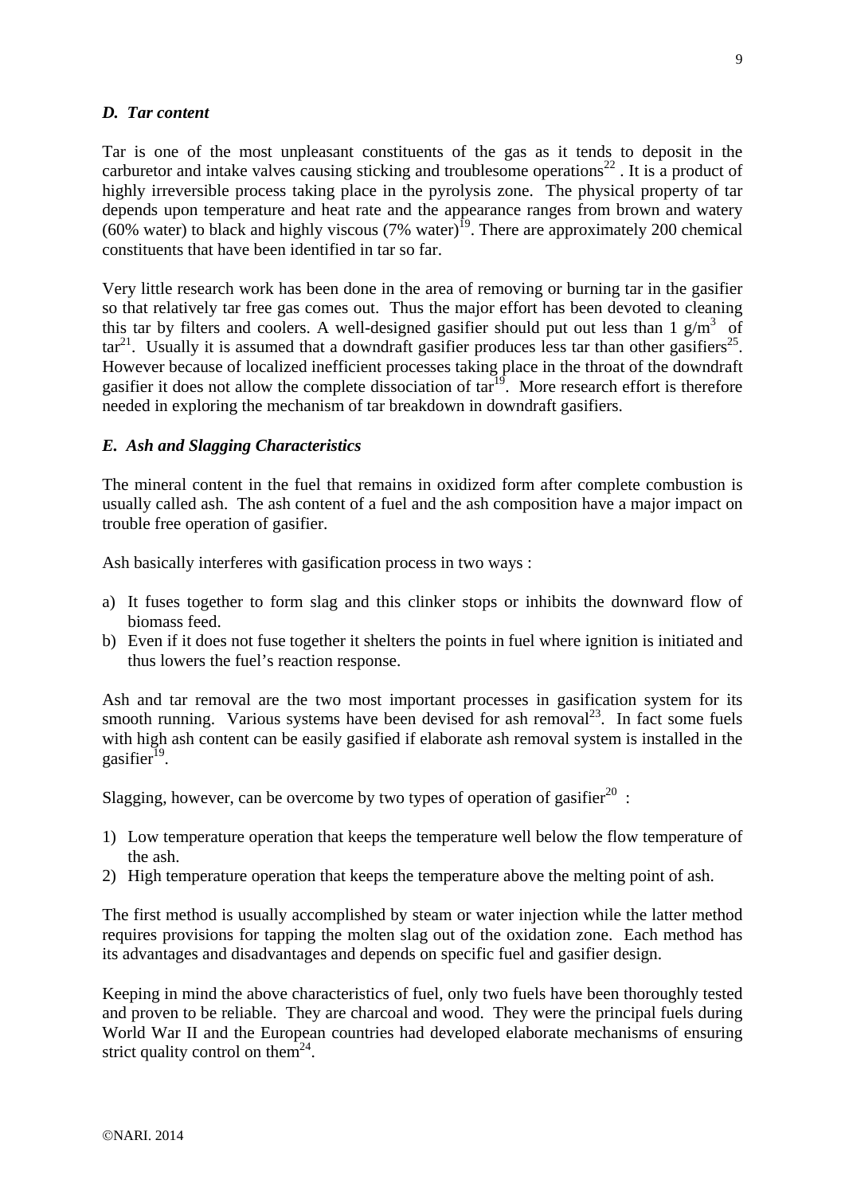### *D. Tar content*

Tar is one of the most unpleasant constituents of the gas as it tends to deposit in the carburetor and intake valves causing sticking and troublesome operations[22] . It is a product of highly irreversible process taking place in the pyrolysis zone. The physical property of tar depends upon temperature and heat rate and the appearance ranges from brown and watery (60% water) to black and highly viscous (7% water)[19]. There are approximately 200 chemical constituents that have been identified in tar so far.

Very little research work has been done in the area of removing or burning tar in the gasifier so that relatively tar free gas comes out. Thus the major effort has been devoted to cleaning this tar by filters and coolers. A well-designed gasifier should put out less than 1 $g/m^3$ of tar[21]. Usually it is assumed that a downdraft gasifier produces less tar than other gasifiers[25]. However because of localized inefficient processes taking place in the throat of the downdraft gasifier it does not allow the complete dissociation of tar[19]. More research effort is therefore needed in exploring the mechanism of tar breakdown in downdraft gasifiers.

### *E. Ash and Slagging Characteristics*

The mineral content in the fuel that remains in oxidized form after complete combustion is usually called ash. The ash content of a fuel and the ash composition have a major impact on trouble free operation of gasifier.

Ash basically interferes with gasification process in two ways :

a) It fuses together to form slag and this clinker stops or inhibits the downward flow of biomass feed.
b) Even if it does not fuse together it shelters the points in fuel where ignition is initiated and thus lowers the fuel's reaction response.

Ash and tar removal are the two most important processes in gasification system for its smooth running. Various systems have been devised for ash removal[23]. In fact some fuels with high ash content can be easily gasified if elaborate ash removal system is installed in the gasifier[19].

Slagging, however, can be overcome by two types of operation of gasifier[20] :

1) Low temperature operation that keeps the temperature well below the flow temperature of the ash.
2) High temperature operation that keeps the temperature above the melting point of ash.

The first method is usually accomplished by steam or water injection while the latter method requires provisions for tapping the molten slag out of the oxidation zone. Each method has its advantages and disadvantages and depends on specific fuel and gasifier design.

Keeping in mind the above characteristics of fuel, only two fuels have been thoroughly tested and proven to be reliable. They are charcoal and wood. They were the principal fuels during World War II and the European countries had developed elaborate mechanisms of ensuring strict quality control on them[24].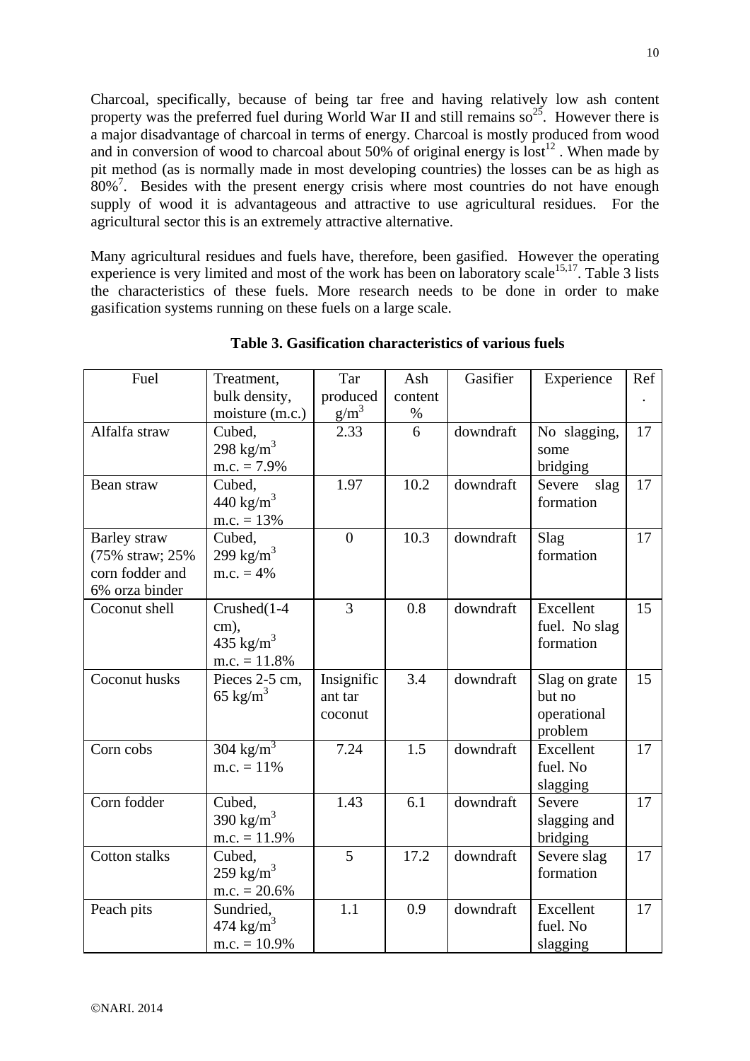Charcoal, specifically, because of being tar free and having relatively low ash content property was the preferred fuel during World War II and still remains so[25]. However there is a major disadvantage of charcoal in terms of energy. Charcoal is mostly produced from wood and in conversion of wood to charcoal about 50% of original energy is lost[12] . When made by pit method (as is normally made in most developing countries) the losses can be as high as 80%[7]. Besides with the present energy crisis where most countries do not have enough supply of wood it is advantageous and attractive to use agricultural residues. For the agricultural sector this is an extremely attractive alternative.

Many agricultural residues and fuels have, therefore, been gasified. However the operating experience is very limited and most of the work has been on laboratory scale[15,17]. Table 3 lists the characteristics of these fuels. More research needs to be done in order to make gasification systems running on these fuels on a large scale.

**Table 3. Gasification characteristics of various fuels**

| Fuel | Treatment, bulk density, moisture (m.c.) | Tar produced $g/m^3$ | Ash content % | Gasifier | Experience | Ref. |
|---|---|---|---|---|---|---|
| Alfalfa straw | Cubed, 298 $kg/m^3$ m.c. = 7.9% | 2.33 | 6 | downdraft | No slagging, some bridging | 17 |
| Bean straw | Cubed, 440 $kg/m^3$ m.c. = 13% | 1.97 | 10.2 | downdraft | Severe slag formation | 17 |
| Barley straw (75% straw; 25% corn fodder and 6% orza binder | Cubed, 299 $kg/m^3$ m.c. = 4% | 0 | 10.3 | downdraft | Slag formation | 17 |
| Coconut shell | Crushed(1-4 cm), 435 $kg/m^3$ m.c. = 11.8% | 3 | 0.8 | downdraft | Excellent fuel. No slag formation | 15 |
| Coconut husks | Pieces 2-5 cm, 65 $kg/m^3$ | Insignificant tar coconut | 3.4 | downdraft | Slag on grate but no operational problem | 15 |
| Corn cobs | 304 $kg/m^3$ m.c. = 11% | 7.24 | 1.5 | downdraft | Excellent fuel. No slagging | 17 |
| Corn fodder | Cubed, 390 $kg/m^3$ m.c. = 11.9% | 1.43 | 6.1 | downdraft | Severe slagging and bridging | 17 |
| Cotton stalks | Cubed, 259 $kg/m^3$ m.c. = 20.6% | 5 | 17.2 | downdraft | Severe slag formation | 17 |
| Peach pits | Sundried, 474 $kg/m^3$ m.c. = 10.9% | 1.1 | 0.9 | downdraft | Excellent fuel. No slagging | 17 |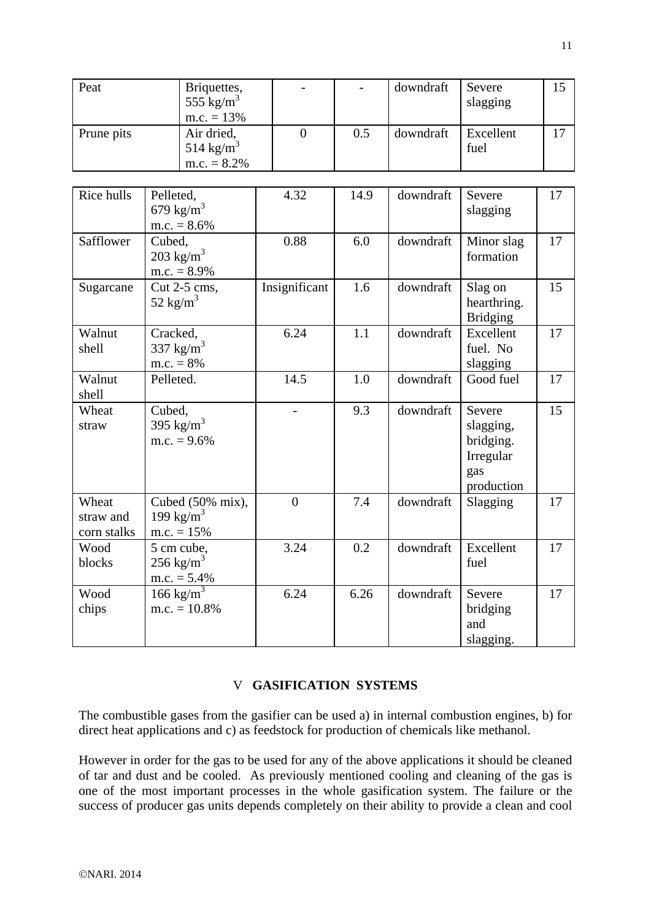| | | | | | | |
|---|---|---|---|---|---|---|
| Peat | Briquettes, 555 $kg/m^3$ m.c. = 13% | - | - | downdraft | Severe slagging | 15 |
| Prune pits | Air dried, 514 $kg/m^3$ m.c. = 8.2% | 0 | 0.5 | downdraft | Excellent fuel | 17 |
| Rice hulls | Pelleted, 679 $kg/m^3$ m.c. = 8.6% | 4.32 | 14.9 | downdraft | Severe slagging | 17 |
| Safflower | Cubed, 203 $kg/m^3$ m.c. = 8.9% | 0.88 | 6.0 | downdraft | Minor slag formation | 17 |
| Sugarcane | Cut 2-5 cms, 52 $kg/m^3$ | Insignificant | 1.6 | downdraft | Slag on hearthring. Bridging | 15 |
| Walnut shell | Cracked, 337 $kg/m^3$ m.c. = 8% | 6.24 | 1.1 | downdraft | Excellent fuel. No slagging | 17 |
| Walnut shell | Pelleted. | 14.5 | 1.0 | downdraft | Good fuel | 17 |
| Wheat straw | Cubed, 395 $kg/m^3$ m.c. = 9.6% | - | 9.3 | downdraft | Severe slagging, bridging. Irregular gas production | 15 |
| Wheat straw and corn stalks | Cubed (50% mix), 199 $kg/m^3$ m.c. = 15% | 0 | 7.4 | downdraft | Slagging | 17 |
| Wood blocks | 5 cm cube, 256 $kg/m^3$ m.c. = 5.4% | 3.24 | 0.2 | downdraft | Excellent fuel | 17 |
| Wood chips | 166 $kg/m^3$ m.c. = 10.8% | 6.24 | 6.26 | downdraft | Severe bridging and slagging. | 17 |

## V GASIFICATION SYSTEMS

The combustible gases from the gasifier can be used a) in internal combustion engines, b) for direct heat applications and c) as feedstock for production of chemicals like methanol.

However in order for the gas to be used for any of the above applications it should be cleaned of tar and dust and be cooled. As previously mentioned cooling and cleaning of the gas is one of the most important processes in the whole gasification system. The failure or the success of producer gas units depends completely on their ability to provide a clean and cool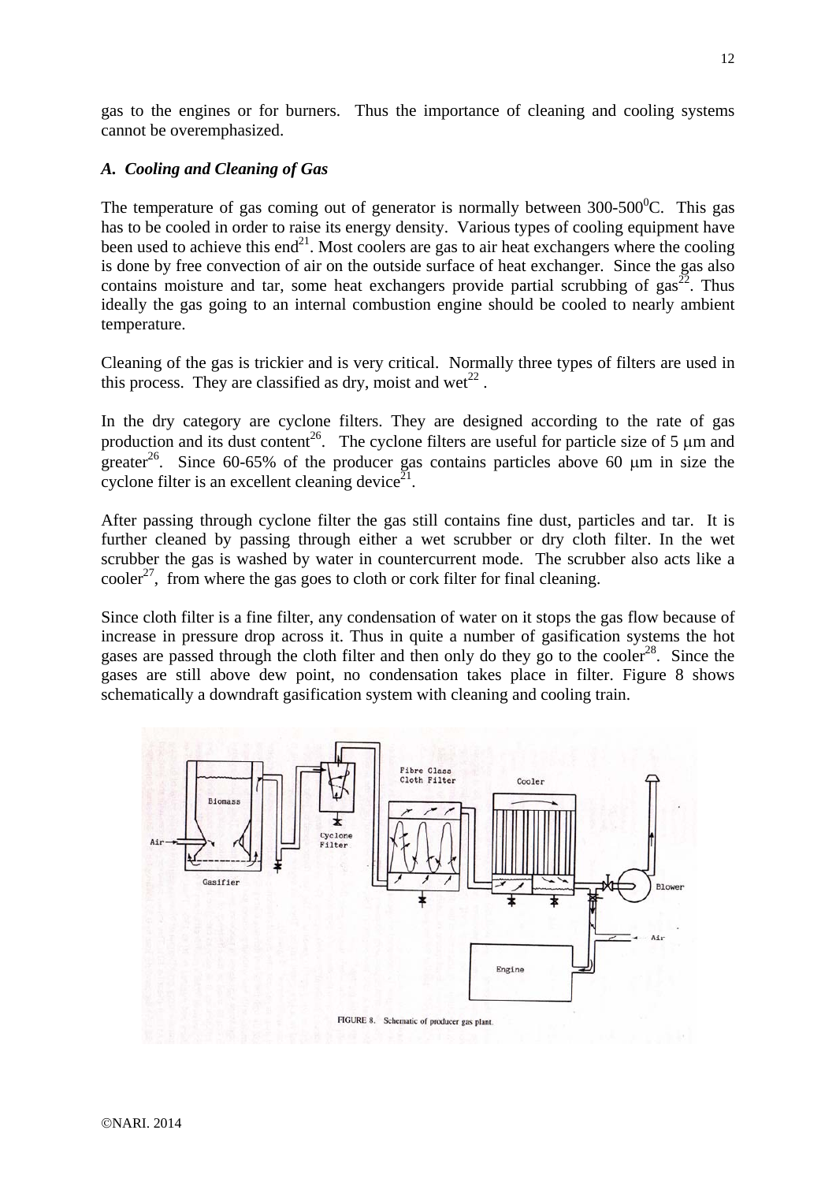gas to the engines or for burners. Thus the importance of cleaning and cooling systems cannot be overemphasized.

### *A. Cooling and Cleaning of Gas*

The temperature of gas coming out of generator is normally between 300-500$^0$C. This gas has to be cooled in order to raise its energy density. Various types of cooling equipment have been used to achieve this end[21]. Most coolers are gas to air heat exchangers where the cooling is done by free convection of air on the outside surface of heat exchanger. Since the gas also contains moisture and tar, some heat exchangers provide partial scrubbing of gas[22]. Thus ideally the gas going to an internal combustion engine should be cooled to nearly ambient temperature.

Cleaning of the gas is trickier and is very critical. Normally three types of filters are used in this process. They are classified as dry, moist and wet[22] .

In the dry category are cyclone filters. They are designed according to the rate of gas production and its dust content[26]. The cyclone filters are useful for particle size of 5 μm and greater[26]. Since 60-65% of the producer gas contains particles above 60 μm in size the cyclone filter is an excellent cleaning device[21].

After passing through cyclone filter the gas still contains fine dust, particles and tar. It is further cleaned by passing through either a wet scrubber or dry cloth filter. In the wet scrubber the gas is washed by water in countercurrent mode. The scrubber also acts like a cooler[27], from where the gas goes to cloth or cork filter for final cleaning.

Since cloth filter is a fine filter, any condensation of water on it stops the gas flow because of increase in pressure drop across it. Thus in quite a number of gasification systems the hot gases are passed through the cloth filter and then only do they go to the cooler[28]. Since the gases are still above dew point, no condensation takes place in filter. Figure 8 shows schematically a downdraft gasification system with cleaning and cooling train.

FIGURE 8. Schematic of producer gas plant.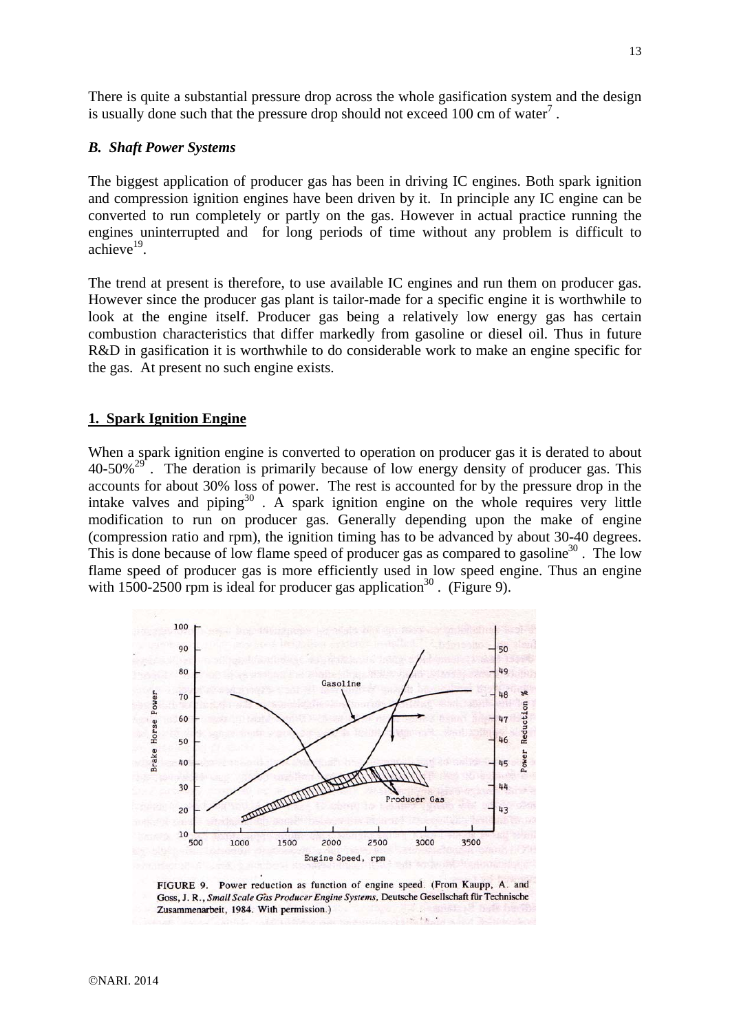There is quite a substantial pressure drop across the whole gasification system and the design is usually done such that the pressure drop should not exceed 100 cm of water[7] .

### *B. Shaft Power Systems*

The biggest application of producer gas has been in driving IC engines. Both spark ignition and compression ignition engines have been driven by it. In principle any IC engine can be converted to run completely or partly on the gas. However in actual practice running the engines uninterrupted and for long periods of time without any problem is difficult to achieve[19].

The trend at present is therefore, to use available IC engines and run them on producer gas. However since the producer gas plant is tailor-made for a specific engine it is worthwhile to look at the engine itself. Producer gas being a relatively low energy gas has certain combustion characteristics that differ markedly from gasoline or diesel oil. Thus in future R&D in gasification it is worthwhile to do considerable work to make an engine specific for the gas. At present no such engine exists.

#### 1. Spark Ignition Engine

When a spark ignition engine is converted to operation on producer gas it is derated to about 40-50%[29] . The deration is primarily because of low energy density of producer gas. This accounts for about 30% loss of power. The rest is accounted for by the pressure drop in the intake valves and piping[30] . A spark ignition engine on the whole requires very little modification to run on producer gas. Generally depending upon the make of engine (compression ratio and rpm), the ignition timing has to be advanced by about 30-40 degrees. This is done because of low flame speed of producer gas as compared to gasoline[30] . The low flame speed of producer gas is more efficiently used in low speed engine. Thus an engine with 1500-2500 rpm is ideal for producer gas application[30] . (Figure 9).

FIGURE 9. Power reduction as function of engine speed. (From Kaupp, A. and Goss, J. R., *Small Scale Gas Producer Engine Systems*, Deutsche Gesellschaft für Technische Zusammenarbeit, 1984. With permission.)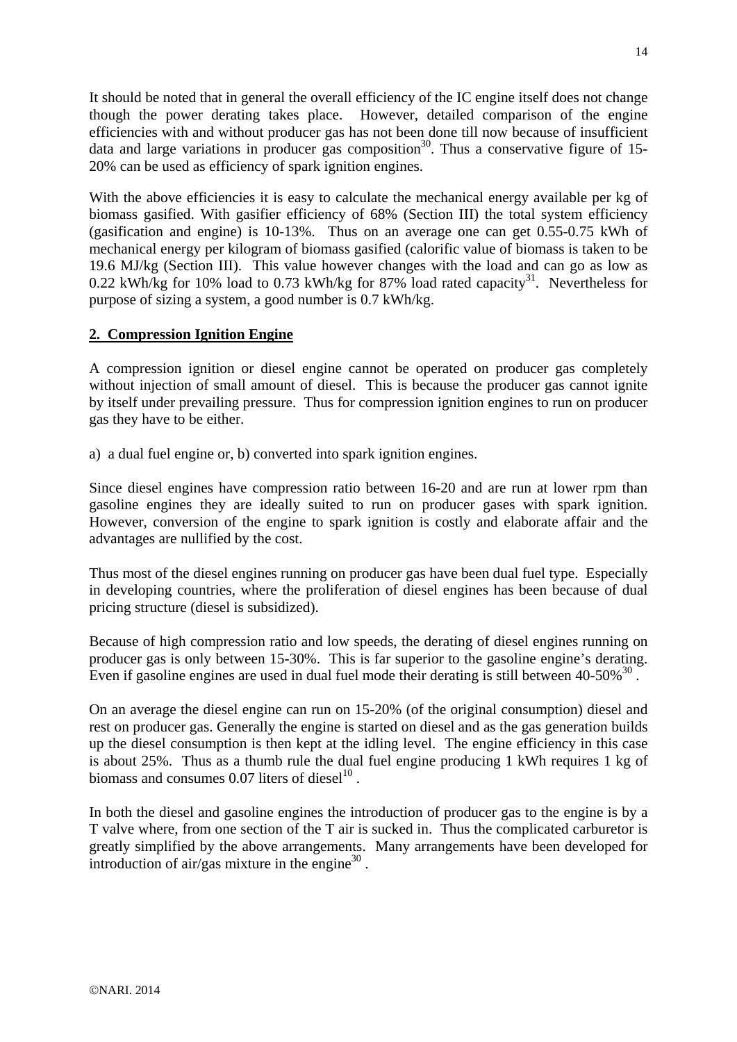It should be noted that in general the overall efficiency of the IC engine itself does not change though the power derating takes place. However, detailed comparison of the engine efficiencies with and without producer gas has not been done till now because of insufficient data and large variations in producer gas composition[30]. Thus a conservative figure of 15-20% can be used as efficiency of spark ignition engines.

With the above efficiencies it is easy to calculate the mechanical energy available per kg of biomass gasified. With gasifier efficiency of 68% (Section III) the total system efficiency (gasification and engine) is 10-13%. Thus on an average one can get 0.55-0.75 kWh of mechanical energy per kilogram of biomass gasified (calorific value of biomass is taken to be 19.6 MJ/kg (Section III). This value however changes with the load and can go as low as 0.22 kWh/kg for 10% load to 0.73 kWh/kg for 87% load rated capacity[31]. Nevertheless for purpose of sizing a system, a good number is 0.7 kWh/kg.

## 2. Compression Ignition Engine

A compression ignition or diesel engine cannot be operated on producer gas completely without injection of small amount of diesel. This is because the producer gas cannot ignite by itself under prevailing pressure. Thus for compression ignition engines to run on producer gas they have to be either.

a) a dual fuel engine or, b) converted into spark ignition engines.

Since diesel engines have compression ratio between 16-20 and are run at lower rpm than gasoline engines they are ideally suited to run on producer gases with spark ignition. However, conversion of the engine to spark ignition is costly and elaborate affair and the advantages are nullified by the cost.

Thus most of the diesel engines running on producer gas have been dual fuel type. Especially in developing countries, where the proliferation of diesel engines has been because of dual pricing structure (diesel is subsidized).

Because of high compression ratio and low speeds, the derating of diesel engines running on producer gas is only between 15-30%. This is far superior to the gasoline engine's derating. Even if gasoline engines are used in dual fuel mode their derating is still between 40-50%[30].

On an average the diesel engine can run on 15-20% (of the original consumption) diesel and rest on producer gas. Generally the engine is started on diesel and as the gas generation builds up the diesel consumption is then kept at the idling level. The engine efficiency in this case is about 25%. Thus as a thumb rule the dual fuel engine producing 1 kWh requires 1 kg of biomass and consumes 0.07 liters of diesel[10].

In both the diesel and gasoline engines the introduction of producer gas to the engine is by a T valve where, from one section of the T air is sucked in. Thus the complicated carburetor is greatly simplified by the above arrangements. Many arrangements have been developed for introduction of air/gas mixture in the engine[30].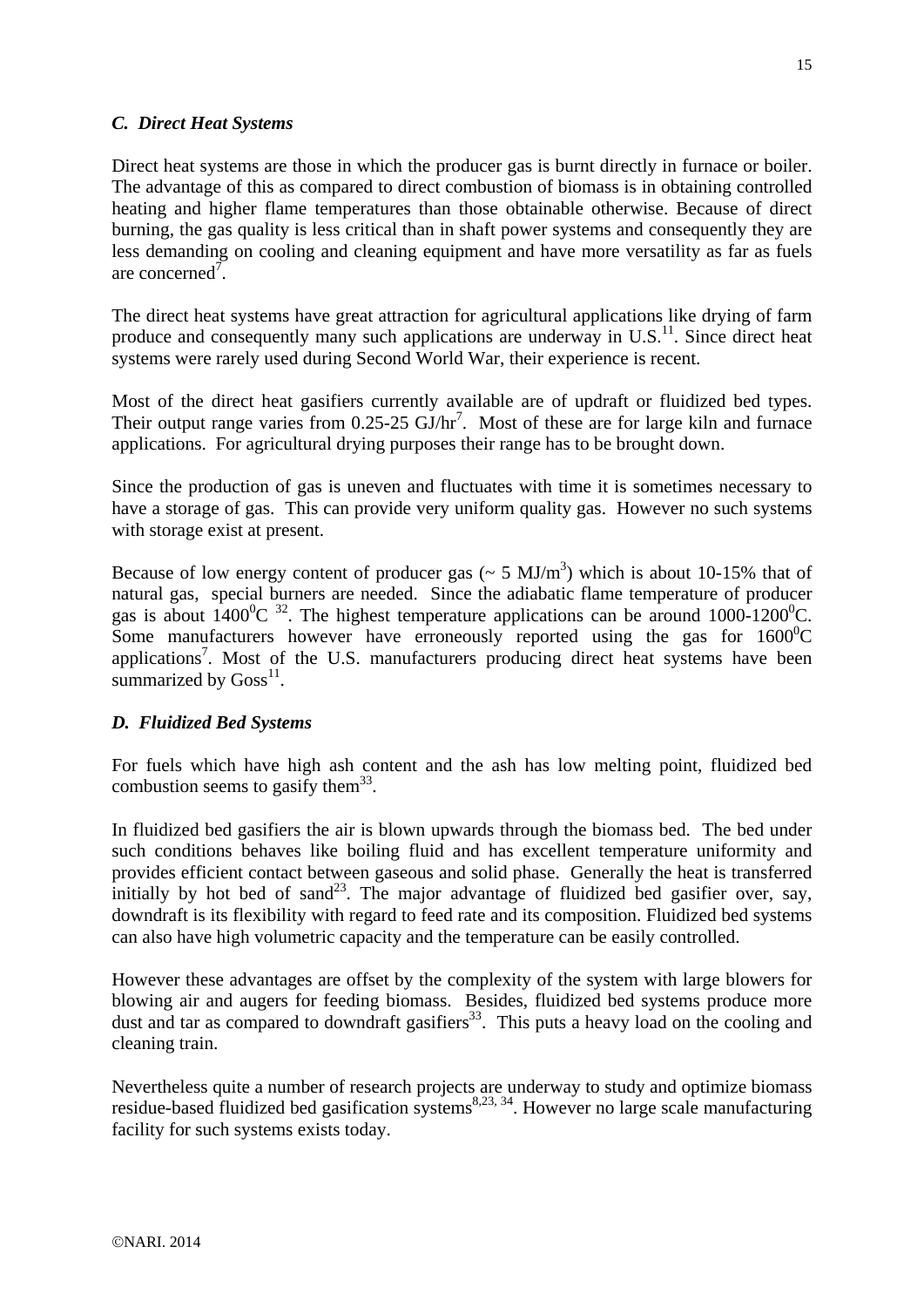### *C. Direct Heat Systems*

Direct heat systems are those in which the producer gas is burnt directly in furnace or boiler. The advantage of this as compared to direct combustion of biomass is in obtaining controlled heating and higher flame temperatures than those obtainable otherwise. Because of direct burning, the gas quality is less critical than in shaft power systems and consequently they are less demanding on cooling and cleaning equipment and have more versatility as far as fuels are concerned[7].

The direct heat systems have great attraction for agricultural applications like drying of farm produce and consequently many such applications are underway in U.S.[11]. Since direct heat systems were rarely used during Second World War, their experience is recent.

Most of the direct heat gasifiers currently available are of updraft or fluidized bed types. Their output range varies from 0.25-25 GJ/hr[7]. Most of these are for large kiln and furnace applications. For agricultural drying purposes their range has to be brought down.

Since the production of gas is uneven and fluctuates with time it is sometimes necessary to have a storage of gas. This can provide very uniform quality gas. However no such systems with storage exist at present.

Because of low energy content of producer gas (~ 5 MJ/m$^3$) which is about 10-15% that of natural gas, special burners are needed. Since the adiabatic flame temperature of producer gas is about 1400$^0$C [32]. The highest temperature applications can be around 1000-1200$^0$C. Some manufacturers however have erroneously reported using the gas for 1600$^0$C applications[7]. Most of the U.S. manufacturers producing direct heat systems have been summarized by Goss[11].

### *D. Fluidized Bed Systems*

For fuels which have high ash content and the ash has low melting point, fluidized bed combustion seems to gasify them[33].

In fluidized bed gasifiers the air is blown upwards through the biomass bed. The bed under such conditions behaves like boiling fluid and has excellent temperature uniformity and provides efficient contact between gaseous and solid phase. Generally the heat is transferred initially by hot bed of sand[23]. The major advantage of fluidized bed gasifier over, say, downdraft is its flexibility with regard to feed rate and its composition. Fluidized bed systems can also have high volumetric capacity and the temperature can be easily controlled.

However these advantages are offset by the complexity of the system with large blowers for blowing air and augers for feeding biomass. Besides, fluidized bed systems produce more dust and tar as compared to downdraft gasifiers[33]. This puts a heavy load on the cooling and cleaning train.

Nevertheless quite a number of research projects are underway to study and optimize biomass residue-based fluidized bed gasification systems[8,23,34]. However no large scale manufacturing facility for such systems exists today.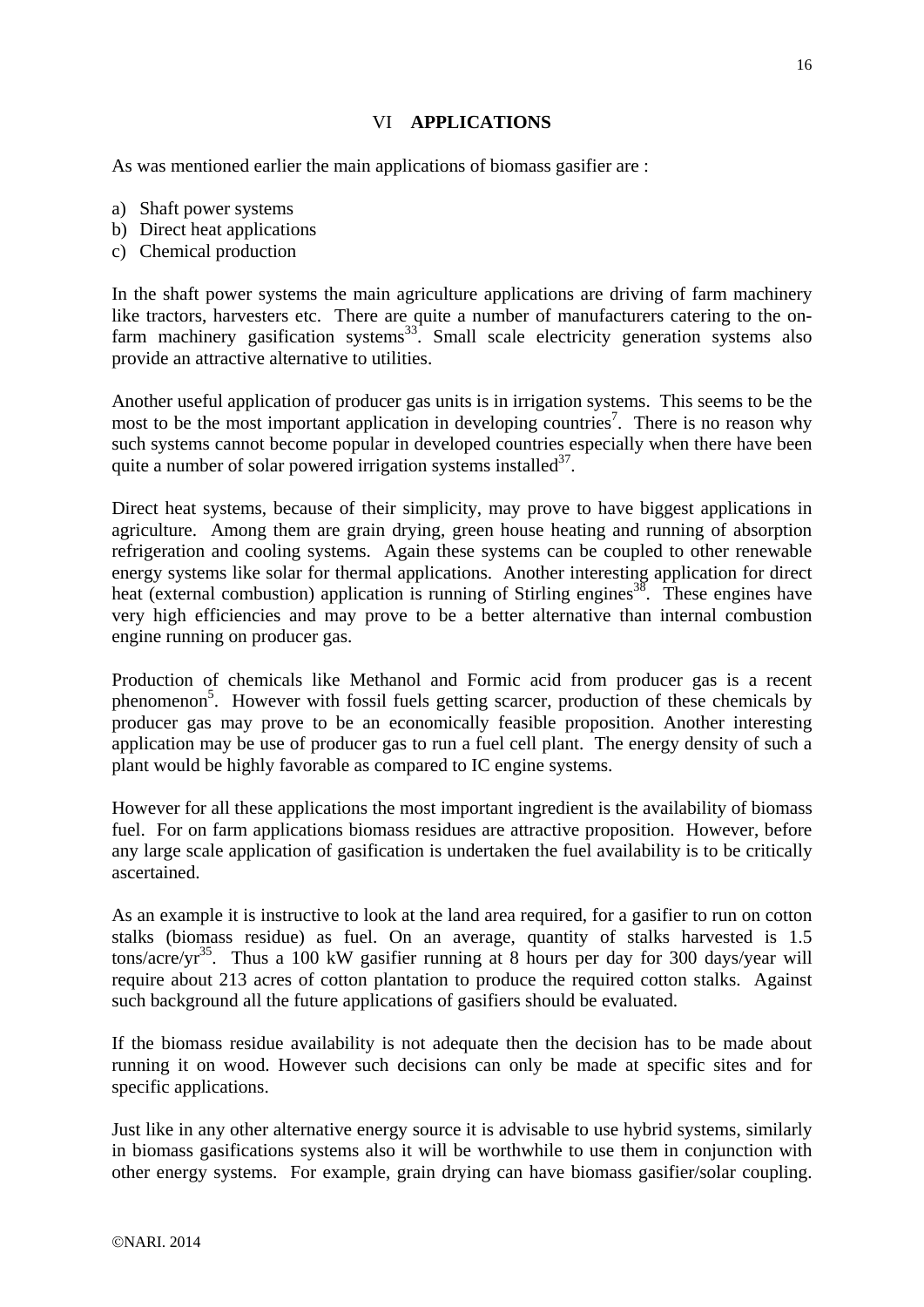## VI APPLICATIONS

As was mentioned earlier the main applications of biomass gasifier are :

a) Shaft power systems
b) Direct heat applications
c) Chemical production

In the shaft power systems the main agriculture applications are driving of farm machinery like tractors, harvesters etc. There are quite a number of manufacturers catering to the on-farm machinery gasification systems[33]. Small scale electricity generation systems also provide an attractive alternative to utilities.

Another useful application of producer gas units is in irrigation systems. This seems to be the most to be the most important application in developing countries[7]. There is no reason why such systems cannot become popular in developed countries especially when there have been quite a number of solar powered irrigation systems installed[37].

Direct heat systems, because of their simplicity, may prove to have biggest applications in agriculture. Among them are grain drying, green house heating and running of absorption refrigeration and cooling systems. Again these systems can be coupled to other renewable energy systems like solar for thermal applications. Another interesting application for direct heat (external combustion) application is running of Stirling engines[38]. These engines have very high efficiencies and may prove to be a better alternative than internal combustion engine running on producer gas.

Production of chemicals like Methanol and Formic acid from producer gas is a recent phenomenon[5]. However with fossil fuels getting scarcer, production of these chemicals by producer gas may prove to be an economically feasible proposition. Another interesting application may be use of producer gas to run a fuel cell plant. The energy density of such a plant would be highly favorable as compared to IC engine systems.

However for all these applications the most important ingredient is the availability of biomass fuel. For on farm applications biomass residues are attractive proposition. However, before any large scale application of gasification is undertaken the fuel availability is to be critically ascertained.

As an example it is instructive to look at the land area required, for a gasifier to run on cotton stalks (biomass residue) as fuel. On an average, quantity of stalks harvested is 1.5 tons/acre/yr[35]. Thus a 100 kW gasifier running at 8 hours per day for 300 days/year will require about 213 acres of cotton plantation to produce the required cotton stalks. Against such background all the future applications of gasifiers should be evaluated.

If the biomass residue availability is not adequate then the decision has to be made about running it on wood. However such decisions can only be made at specific sites and for specific applications.

Just like in any other alternative energy source it is advisable to use hybrid systems, similarly in biomass gasifications systems also it will be worthwhile to use them in conjunction with other energy systems. For example, grain drying can have biomass gasifier/solar coupling.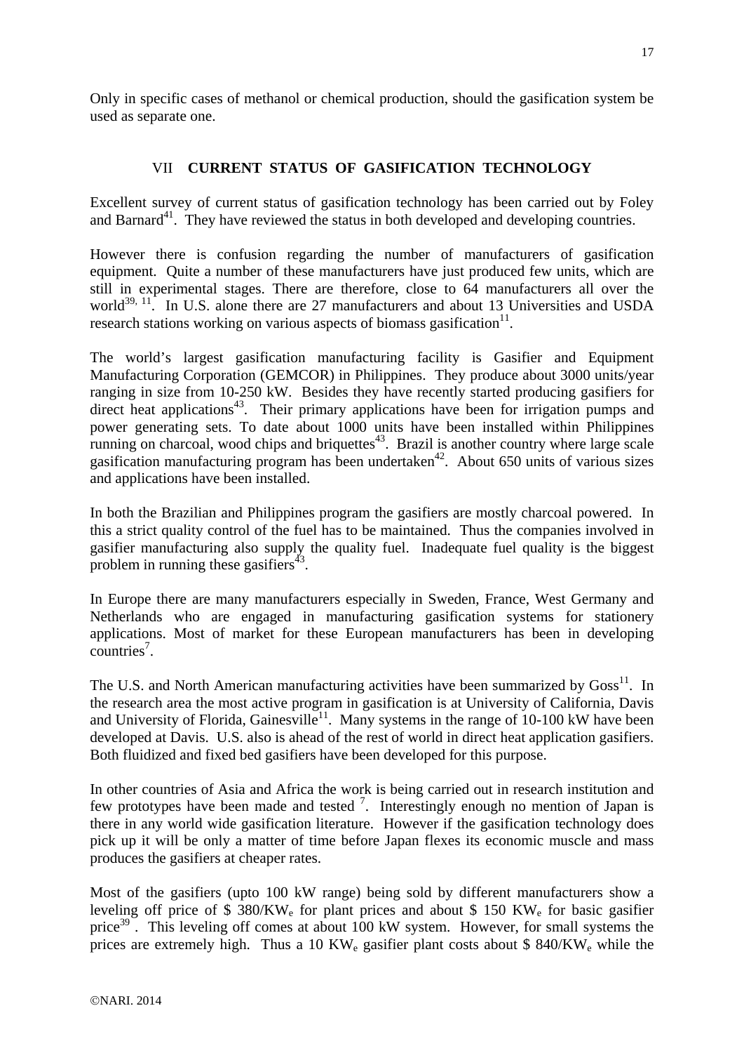Only in specific cases of methanol or chemical production, should the gasification system be used as separate one.

## VII CURRENT STATUS OF GASIFICATION TECHNOLOGY

Excellent survey of current status of gasification technology has been carried out by Foley and Barnard[41]. They have reviewed the status in both developed and developing countries.

However there is confusion regarding the number of manufacturers of gasification equipment. Quite a number of these manufacturers have just produced few units, which are still in experimental stages. There are therefore, close to 64 manufacturers all over the world[39, 11]. In U.S. alone there are 27 manufacturers and about 13 Universities and USDA research stations working on various aspects of biomass gasification[11].

The world's largest gasification manufacturing facility is Gasifier and Equipment Manufacturing Corporation (GEMCOR) in Philippines. They produce about 3000 units/year ranging in size from 10-250 kW. Besides they have recently started producing gasifiers for direct heat applications[43]. Their primary applications have been for irrigation pumps and power generating sets. To date about 1000 units have been installed within Philippines running on charcoal, wood chips and briquettes[43]. Brazil is another country where large scale gasification manufacturing program has been undertaken[42]. About 650 units of various sizes and applications have been installed.

In both the Brazilian and Philippines program the gasifiers are mostly charcoal powered. In this a strict quality control of the fuel has to be maintained. Thus the companies involved in gasifier manufacturing also supply the quality fuel. Inadequate fuel quality is the biggest problem in running these gasifiers[43].

In Europe there are many manufacturers especially in Sweden, France, West Germany and Netherlands who are engaged in manufacturing gasification systems for stationery applications. Most of market for these European manufacturers has been in developing countries[7].

The U.S. and North American manufacturing activities have been summarized by Goss[11]. In the research area the most active program in gasification is at University of California, Davis and University of Florida, Gainesville[11]. Many systems in the range of 10-100 kW have been developed at Davis. U.S. also is ahead of the rest of world in direct heat application gasifiers. Both fluidized and fixed bed gasifiers have been developed for this purpose.

In other countries of Asia and Africa the work is being carried out in research institution and few prototypes have been made and tested [7]. Interestingly enough no mention of Japan is there in any world wide gasification literature. However if the gasification technology does pick up it will be only a matter of time before Japan flexes its economic muscle and mass produces the gasifiers at cheaper rates.

Most of the gasifiers (upto 100 kW range) being sold by different manufacturers show a leveling off price of \$ 380/$KW_e$ for plant prices and about \$ 150 $KW_e$ for basic gasifier price[39]. This leveling off comes at about 100 kW system. However, for small systems the prices are extremely high. Thus a 10 $KW_e$ gasifier plant costs about \$ 840/$KW_e$ while the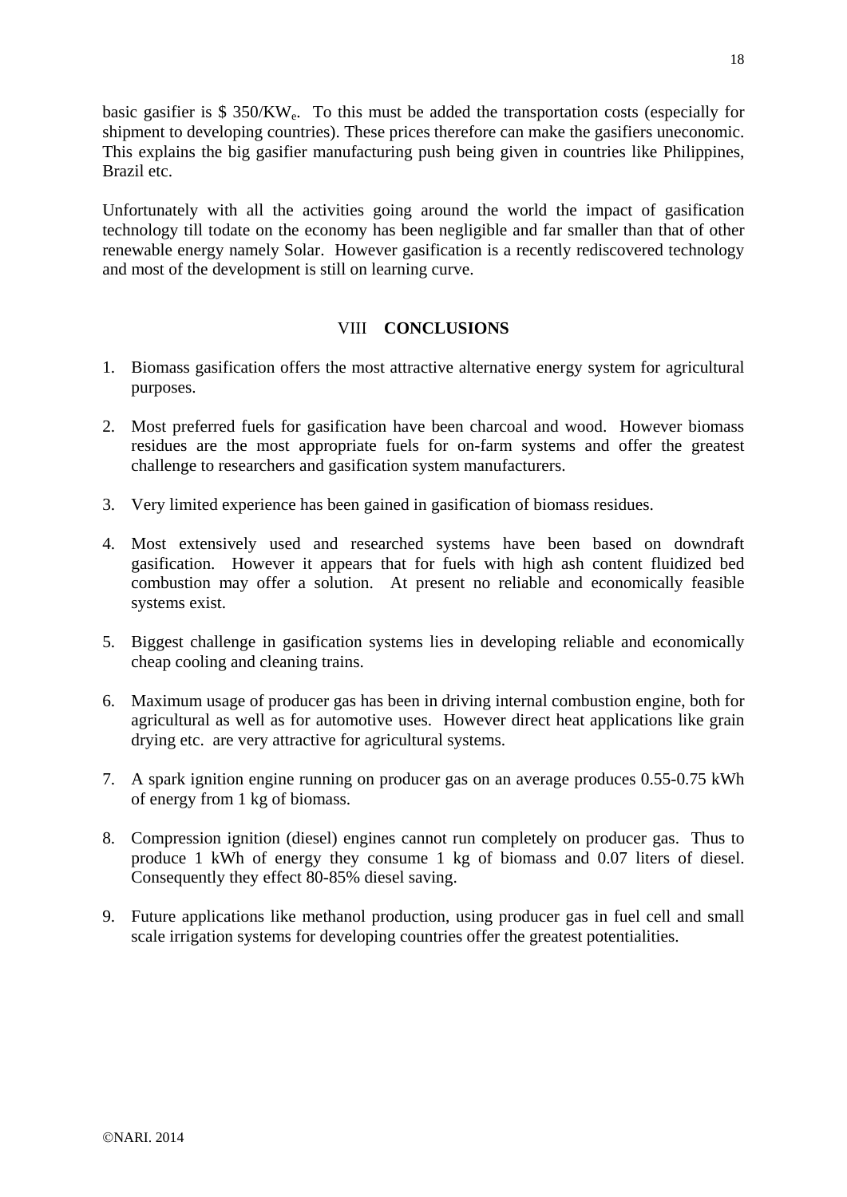basic gasifier is \$ 350/$KW_e$. To this must be added the transportation costs (especially for shipment to developing countries). These prices therefore can make the gasifiers uneconomic. This explains the big gasifier manufacturing push being given in countries like Philippines, Brazil etc.

Unfortunately with all the activities going around the world the impact of gasification technology till todate on the economy has been negligible and far smaller than that of other renewable energy namely Solar. However gasification is a recently rediscovered technology and most of the development is still on learning curve.

## VIII **CONCLUSIONS**

1. Biomass gasification offers the most attractive alternative energy system for agricultural purposes.

2. Most preferred fuels for gasification have been charcoal and wood. However biomass residues are the most appropriate fuels for on-farm systems and offer the greatest challenge to researchers and gasification system manufacturers.

3. Very limited experience has been gained in gasification of biomass residues.

4. Most extensively used and researched systems have been based on downdraft gasification. However it appears that for fuels with high ash content fluidized bed combustion may offer a solution. At present no reliable and economically feasible systems exist.

5. Biggest challenge in gasification systems lies in developing reliable and economically cheap cooling and cleaning trains.

6. Maximum usage of producer gas has been in driving internal combustion engine, both for agricultural as well as for automotive uses. However direct heat applications like grain drying etc. are very attractive for agricultural systems.

7. A spark ignition engine running on producer gas on an average produces 0.55-0.75 kWh of energy from 1 kg of biomass.

8. Compression ignition (diesel) engines cannot run completely on producer gas. Thus to produce 1 kWh of energy they consume 1 kg of biomass and 0.07 liters of diesel. Consequently they effect 80-85% diesel saving.

9. Future applications like methanol production, using producer gas in fuel cell and small scale irrigation systems for developing countries offer the greatest potentialities.

©NARI. 2014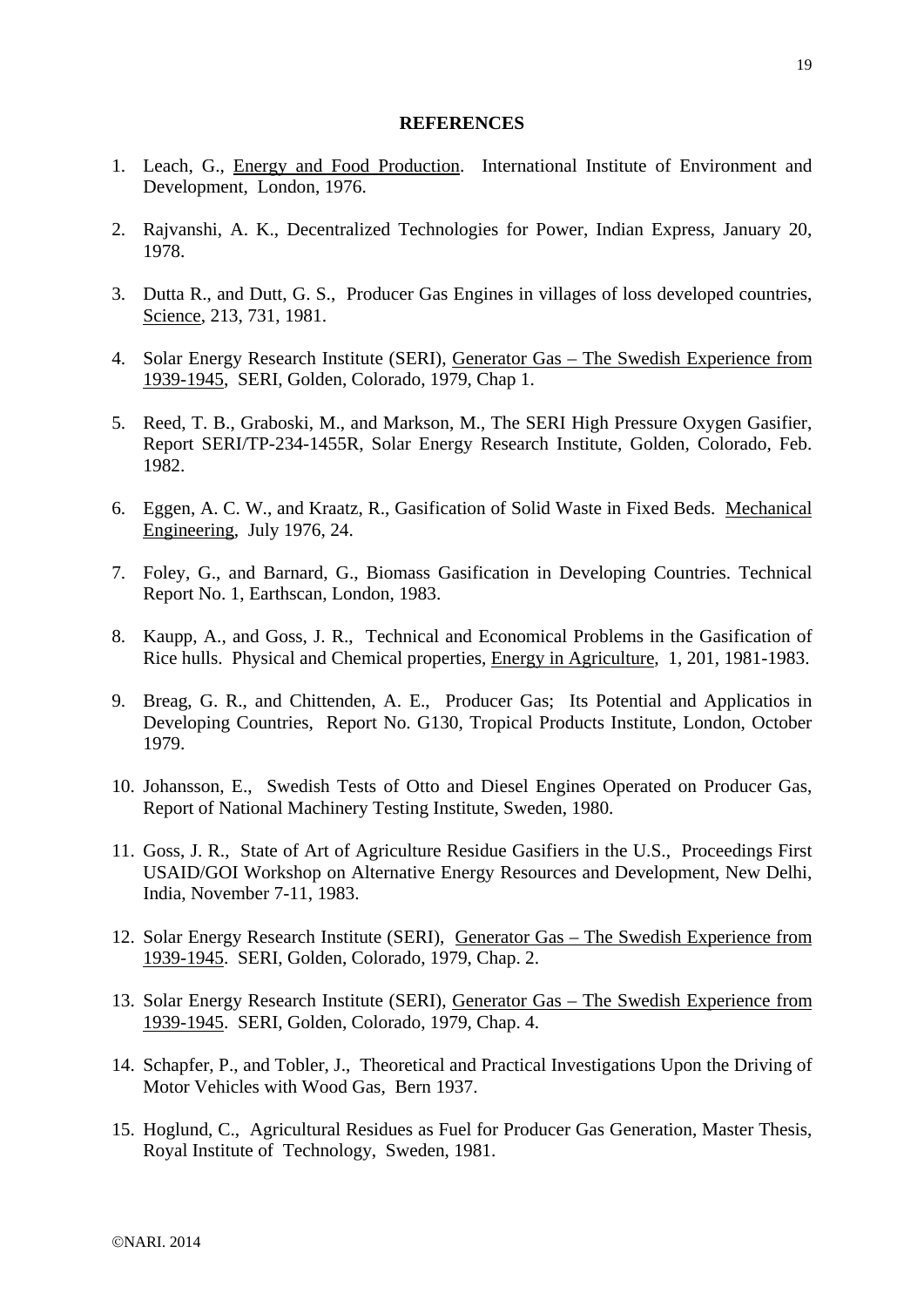## REFERENCES

1. Leach, G., Energy and Food Production. International Institute of Environment and Development, London, 1976.

2. Rajvanshi, A. K., Decentralized Technologies for Power, Indian Express, January 20, 1978.

3. Dutta R., and Dutt, G. S., Producer Gas Engines in villages of loss developed countries, Science, 213, 731, 1981.

4. Solar Energy Research Institute (SERI), Generator Gas – The Swedish Experience from 1939-1945, SERI, Golden, Colorado, 1979, Chap 1.

5. Reed, T. B., Graboski, M., and Markson, M., The SERI High Pressure Oxygen Gasifier, Report SERI/TP-234-1455R, Solar Energy Research Institute, Golden, Colorado, Feb. 1982.

6. Eggen, A. C. W., and Kraatz, R., Gasification of Solid Waste in Fixed Beds. Mechanical Engineering, July 1976, 24.

7. Foley, G., and Barnard, G., Biomass Gasification in Developing Countries. Technical Report No. 1, Earthscan, London, 1983.

8. Kaupp, A., and Goss, J. R., Technical and Economical Problems in the Gasification of Rice hulls. Physical and Chemical properties, Energy in Agriculture, 1, 201, 1981-1983.

9. Breag, G. R., and Chittenden, A. E., Producer Gas; Its Potential and Applicatios in Developing Countries, Report No. G130, Tropical Products Institute, London, October 1979.

10. Johansson, E., Swedish Tests of Otto and Diesel Engines Operated on Producer Gas, Report of National Machinery Testing Institute, Sweden, 1980.

11. Goss, J. R., State of Art of Agriculture Residue Gasifiers in the U.S., Proceedings First USAID/GOI Workshop on Alternative Energy Resources and Development, New Delhi, India, November 7-11, 1983.

12. Solar Energy Research Institute (SERI), Generator Gas – The Swedish Experience from 1939-1945. SERI, Golden, Colorado, 1979, Chap. 2.

13. Solar Energy Research Institute (SERI), Generator Gas – The Swedish Experience from 1939-1945. SERI, Golden, Colorado, 1979, Chap. 4.

14. Schapfer, P., and Tobler, J., Theoretical and Practical Investigations Upon the Driving of Motor Vehicles with Wood Gas, Bern 1937.

15. Hoglund, C., Agricultural Residues as Fuel for Producer Gas Generation, Master Thesis, Royal Institute of Technology, Sweden, 1981.

©NARI. 2014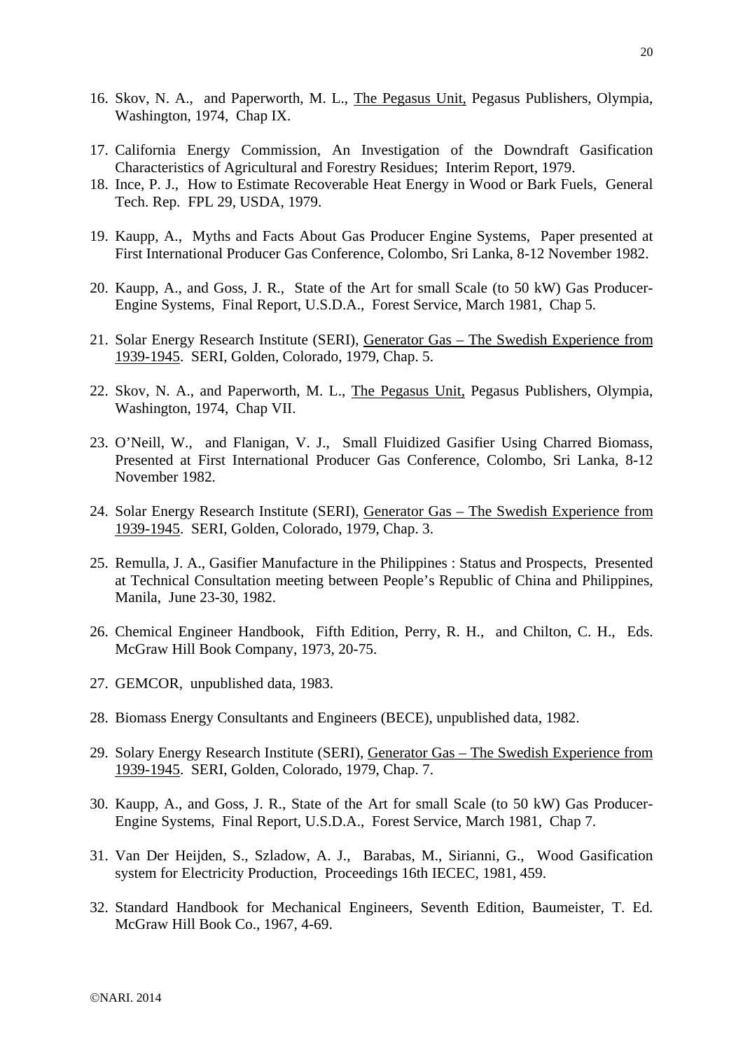16. Skov, N. A., and Paperworth, M. L., The Pegasus Unit, Pegasus Publishers, Olympia, Washington, 1974, Chap IX.

17. California Energy Commission, An Investigation of the Downdraft Gasification Characteristics of Agricultural and Forestry Residues; Interim Report, 1979.
18. Ince, P. J., How to Estimate Recoverable Heat Energy in Wood or Bark Fuels, General Tech. Rep. FPL 29, USDA, 1979.

19. Kaupp, A., Myths and Facts About Gas Producer Engine Systems, Paper presented at First International Producer Gas Conference, Colombo, Sri Lanka, 8-12 November 1982.

20. Kaupp, A., and Goss, J. R., State of the Art for small Scale (to 50 kW) Gas Producer-Engine Systems, Final Report, U.S.D.A., Forest Service, March 1981, Chap 5.

21. Solar Energy Research Institute (SERI), Generator Gas – The Swedish Experience from 1939-1945. SERI, Golden, Colorado, 1979, Chap. 5.

22. Skov, N. A., and Paperworth, M. L., The Pegasus Unit, Pegasus Publishers, Olympia, Washington, 1974, Chap VII.

23. O'Neill, W., and Flanigan, V. J., Small Fluidized Gasifier Using Charred Biomass, Presented at First International Producer Gas Conference, Colombo, Sri Lanka, 8-12 November 1982.

24. Solar Energy Research Institute (SERI), Generator Gas – The Swedish Experience from 1939-1945. SERI, Golden, Colorado, 1979, Chap. 3.

25. Remulla, J. A., Gasifier Manufacture in the Philippines : Status and Prospects, Presented at Technical Consultation meeting between People's Republic of China and Philippines, Manila, June 23-30, 1982.

26. Chemical Engineer Handbook, Fifth Edition, Perry, R. H., and Chilton, C. H., Eds. McGraw Hill Book Company, 1973, 20-75.

27. GEMCOR, unpublished data, 1983.

28. Biomass Energy Consultants and Engineers (BECE), unpublished data, 1982.

29. Solary Energy Research Institute (SERI), Generator Gas – The Swedish Experience from 1939-1945. SERI, Golden, Colorado, 1979, Chap. 7.

30. Kaupp, A., and Goss, J. R., State of the Art for small Scale (to 50 kW) Gas Producer-Engine Systems, Final Report, U.S.D.A., Forest Service, March 1981, Chap 7.

31. Van Der Heijden, S., Szladow, A. J., Barabas, M., Sirianni, G., Wood Gasification system for Electricity Production, Proceedings 16th IECEC, 1981, 459.

32. Standard Handbook for Mechanical Engineers, Seventh Edition, Baumeister, T. Ed. McGraw Hill Book Co., 1967, 4-69.

©NARI. 2014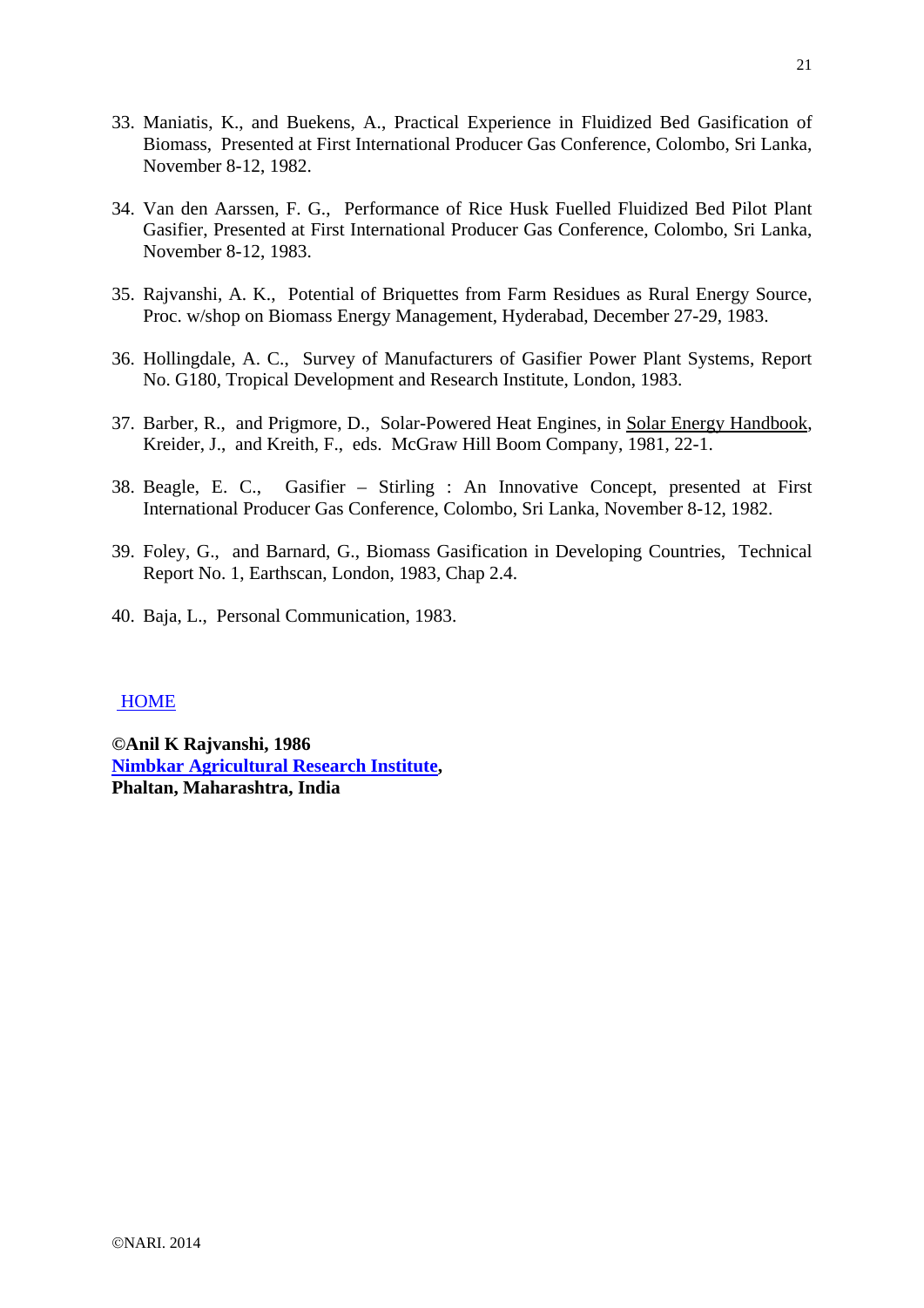33. Maniatis, K., and Buekens, A., Practical Experience in Fluidized Bed Gasification of Biomass, Presented at First International Producer Gas Conference, Colombo, Sri Lanka, November 8-12, 1982.

34. Van den Aarssen, F. G., Performance of Rice Husk Fuelled Fluidized Bed Pilot Plant Gasifier, Presented at First International Producer Gas Conference, Colombo, Sri Lanka, November 8-12, 1983.

35. Rajvanshi, A. K., Potential of Briquettes from Farm Residues as Rural Energy Source, Proc. w/shop on Biomass Energy Management, Hyderabad, December 27-29, 1983.

36. Hollingdale, A. C., Survey of Manufacturers of Gasifier Power Plant Systems, Report No. G180, Tropical Development and Research Institute, London, 1983.

37. Barber, R., and Prigmore, D., Solar-Powered Heat Engines, in Solar Energy Handbook, Kreider, J., and Kreith, F., eds. McGraw Hill Boom Company, 1981, 22-1.

38. Beagle, E. C., Gasifier – Stirling : An Innovative Concept, presented at First International Producer Gas Conference, Colombo, Sri Lanka, November 8-12, 1982.

39. Foley, G., and Barnard, G., Biomass Gasification in Developing Countries, Technical Report No. 1, Earthscan, London, 1983, Chap 2.4.

40. Baja, L., Personal Communication, 1983.

HOME

**©Anil K Rajvanshi, 1986**
**Nimbkar Agricultural Research Institute,**
**Phaltan, Maharashtra, India**

©NARI. 2014